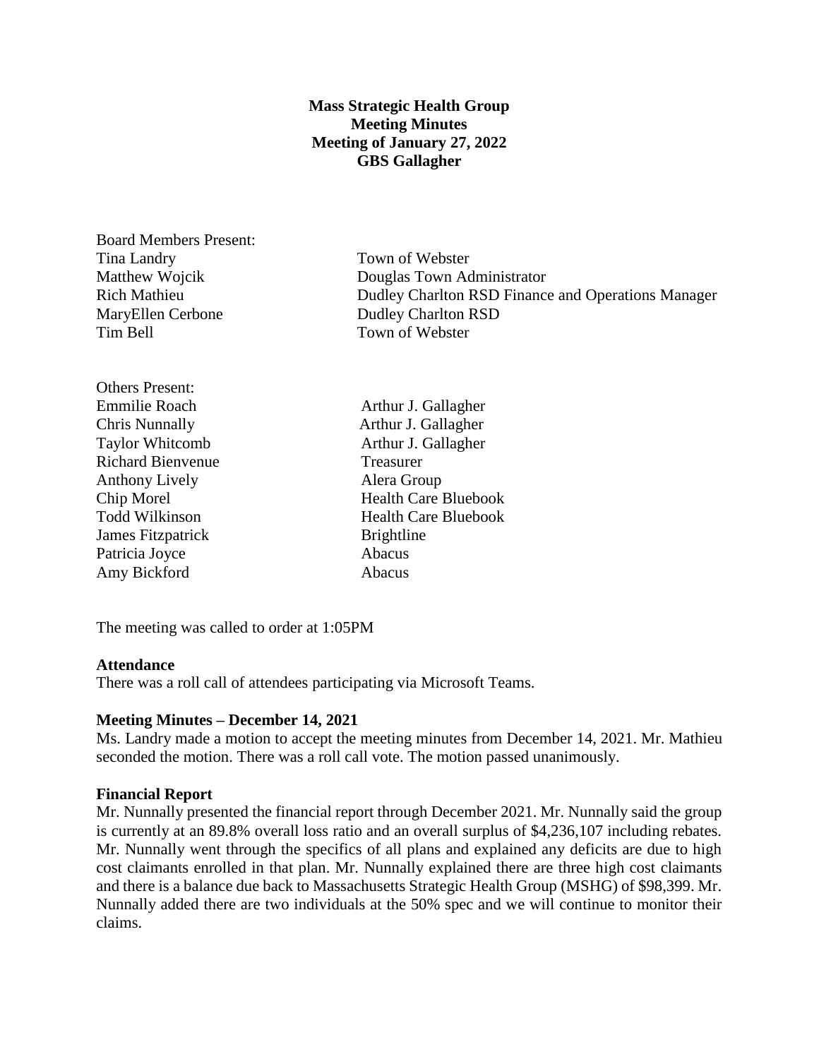**Mass Strategic Health Group**
**Meeting Minutes**
**Meeting of January 27, 2022**
**GBS Gallagher**

Board Members Present:

| | |
|---|---|
| Tina Landry | Town of Webster |
| Matthew Wojcik | Douglas Town Administrator |
| Rich Mathieu | Dudley Charlton RSD Finance and Operations Manager |
| MaryEllen Cerbone | Dudley Charlton RSD |
| Tim Bell | Town of Webster |

Others Present:

| | |
|---|---|
| Emmilie Roach | Arthur J. Gallagher |
| Chris Nunnally | Arthur J. Gallagher |
| Taylor Whitcomb | Arthur J. Gallagher |
| Richard Bienvenue | Treasurer |
| Anthony Lively | Alera Group |
| Chip Morel | Health Care Bluebook |
| Todd Wilkinson | Health Care Bluebook |
| James Fitzpatrick | Brightline |
| Patricia Joyce | Abacus |
| Amy Bickford | Abacus |

The meeting was called to order at 1:05PM

**Attendance**

There was a roll call of attendees participating via Microsoft Teams.

**Meeting Minutes – December 14, 2021**

Ms. Landry made a motion to accept the meeting minutes from December 14, 2021. Mr. Mathieu seconded the motion. There was a roll call vote. The motion passed unanimously.

**Financial Report**

Mr. Nunnally presented the financial report through December 2021. Mr. Nunnally said the group is currently at an 89.8% overall loss ratio and an overall surplus of $4,236,107 including rebates. Mr. Nunnally went through the specifics of all plans and explained any deficits are due to high cost claimants enrolled in that plan. Mr. Nunnally explained there are three high cost claimants and there is a balance due back to Massachusetts Strategic Health Group (MSHG) of $98,399. Mr. Nunnally added there are two individuals at the 50% spec and we will continue to monitor their claims.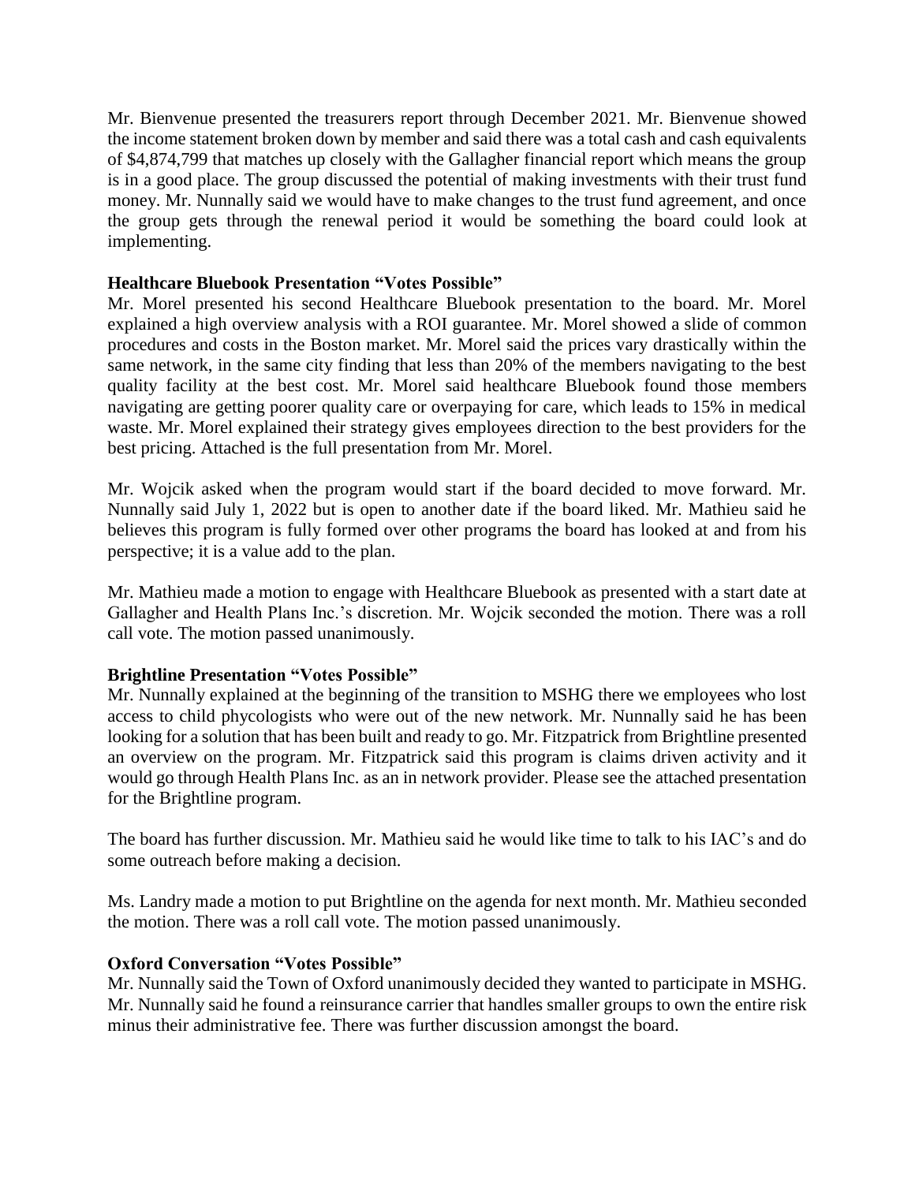Mr. Bienvenue presented the treasurers report through December 2021. Mr. Bienvenue showed the income statement broken down by member and said there was a total cash and cash equivalents of $4,874,799 that matches up closely with the Gallagher financial report which means the group is in a good place. The group discussed the potential of making investments with their trust fund money. Mr. Nunnally said we would have to make changes to the trust fund agreement, and once the group gets through the renewal period it would be something the board could look at implementing.

**Healthcare Bluebook Presentation "Votes Possible"**

Mr. Morel presented his second Healthcare Bluebook presentation to the board. Mr. Morel explained a high overview analysis with a ROI guarantee. Mr. Morel showed a slide of common procedures and costs in the Boston market. Mr. Morel said the prices vary drastically within the same network, in the same city finding that less than 20% of the members navigating to the best quality facility at the best cost. Mr. Morel said healthcare Bluebook found those members navigating are getting poorer quality care or overpaying for care, which leads to 15% in medical waste. Mr. Morel explained their strategy gives employees direction to the best providers for the best pricing. Attached is the full presentation from Mr. Morel.

Mr. Wojcik asked when the program would start if the board decided to move forward. Mr. Nunnally said July 1, 2022 but is open to another date if the board liked. Mr. Mathieu said he believes this program is fully formed over other programs the board has looked at and from his perspective; it is a value add to the plan.

Mr. Mathieu made a motion to engage with Healthcare Bluebook as presented with a start date at Gallagher and Health Plans Inc.'s discretion. Mr. Wojcik seconded the motion. There was a roll call vote. The motion passed unanimously.

**Brightline Presentation "Votes Possible"**

Mr. Nunnally explained at the beginning of the transition to MSHG there we employees who lost access to child phycologists who were out of the new network. Mr. Nunnally said he has been looking for a solution that has been built and ready to go. Mr. Fitzpatrick from Brightline presented an overview on the program. Mr. Fitzpatrick said this program is claims driven activity and it would go through Health Plans Inc. as an in network provider. Please see the attached presentation for the Brightline program.

The board has further discussion. Mr. Mathieu said he would like time to talk to his IAC's and do some outreach before making a decision.

Ms. Landry made a motion to put Brightline on the agenda for next month. Mr. Mathieu seconded the motion. There was a roll call vote. The motion passed unanimously.

**Oxford Conversation "Votes Possible"**

Mr. Nunnally said the Town of Oxford unanimously decided they wanted to participate in MSHG. Mr. Nunnally said he found a reinsurance carrier that handles smaller groups to own the entire risk minus their administrative fee. There was further discussion amongst the board.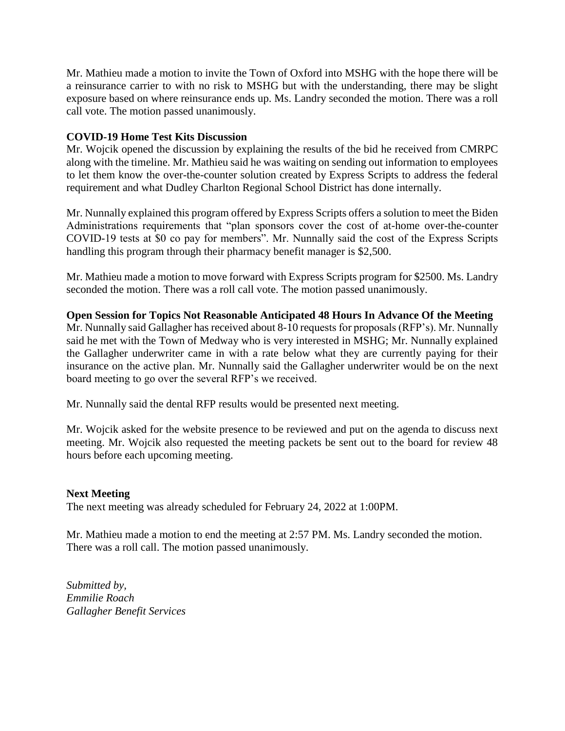Mr. Mathieu made a motion to invite the Town of Oxford into MSHG with the hope there will be a reinsurance carrier to with no risk to MSHG but with the understanding, there may be slight exposure based on where reinsurance ends up. Ms. Landry seconded the motion. There was a roll call vote. The motion passed unanimously.

**COVID-19 Home Test Kits Discussion**

Mr. Wojcik opened the discussion by explaining the results of the bid he received from CMRPC along with the timeline. Mr. Mathieu said he was waiting on sending out information to employees to let them know the over-the-counter solution created by Express Scripts to address the federal requirement and what Dudley Charlton Regional School District has done internally.

Mr. Nunnally explained this program offered by Express Scripts offers a solution to meet the Biden Administrations requirements that "plan sponsors cover the cost of at-home over-the-counter COVID-19 tests at $0 co pay for members". Mr. Nunnally said the cost of the Express Scripts handling this program through their pharmacy benefit manager is $2,500.

Mr. Mathieu made a motion to move forward with Express Scripts program for $2500. Ms. Landry seconded the motion. There was a roll call vote. The motion passed unanimously.

**Open Session for Topics Not Reasonable Anticipated 48 Hours In Advance Of the Meeting**

Mr. Nunnally said Gallagher has received about 8-10 requests for proposals (RFP's). Mr. Nunnally said he met with the Town of Medway who is very interested in MSHG; Mr. Nunnally explained the Gallagher underwriter came in with a rate below what they are currently paying for their insurance on the active plan. Mr. Nunnally said the Gallagher underwriter would be on the next board meeting to go over the several RFP's we received.

Mr. Nunnally said the dental RFP results would be presented next meeting.

Mr. Wojcik asked for the website presence to be reviewed and put on the agenda to discuss next meeting. Mr. Wojcik also requested the meeting packets be sent out to the board for review 48 hours before each upcoming meeting.

**Next Meeting**

The next meeting was already scheduled for February 24, 2022 at 1:00PM.

Mr. Mathieu made a motion to end the meeting at 2:57 PM. Ms. Landry seconded the motion. There was a roll call. The motion passed unanimously.

*Submitted by,*
*Emmilie Roach*
*Gallagher Benefit Services*